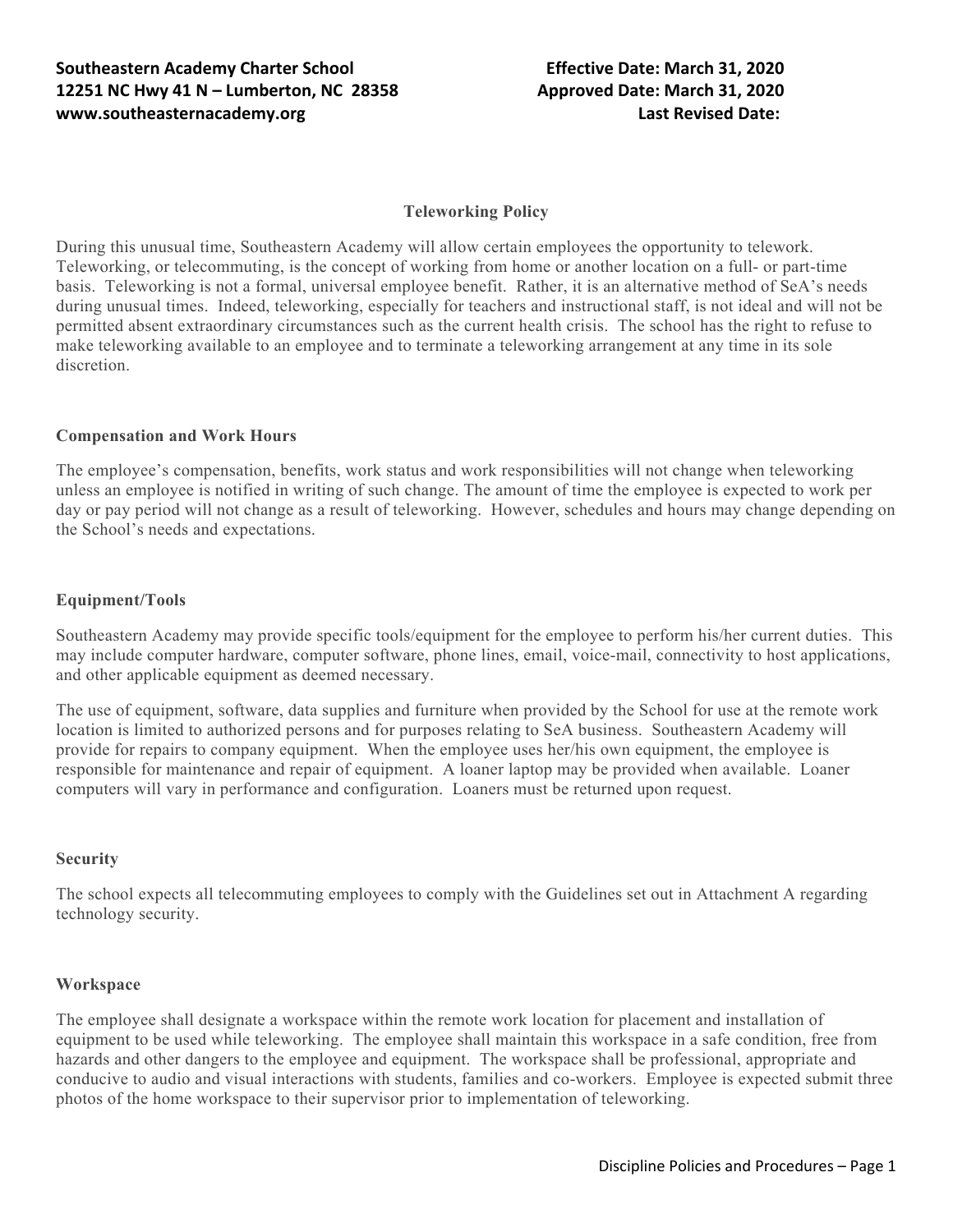**Southeastern Academy Charter School**
**12251 NC Hwy 41 N – Lumberton, NC 28358**
**www.southeasternacademy.org**

**Effective Date: March 31, 2020**
**Approved Date: March 31, 2020**
**Last Revised Date:**

# Teleworking Policy

During this unusual time, Southeastern Academy will allow certain employees the opportunity to telework. Teleworking, or telecommuting, is the concept of working from home or another location on a full- or part-time basis. Teleworking is not a formal, universal employee benefit. Rather, it is an alternative method of SeA's needs during unusual times. Indeed, teleworking, especially for teachers and instructional staff, is not ideal and will not be permitted absent extraordinary circumstances such as the current health crisis. The school has the right to refuse to make teleworking available to an employee and to terminate a teleworking arrangement at any time in its sole discretion.

## Compensation and Work Hours

The employee's compensation, benefits, work status and work responsibilities will not change when teleworking unless an employee is notified in writing of such change. The amount of time the employee is expected to work per day or pay period will not change as a result of teleworking. However, schedules and hours may change depending on the School's needs and expectations.

## Equipment/Tools

Southeastern Academy may provide specific tools/equipment for the employee to perform his/her current duties. This may include computer hardware, computer software, phone lines, email, voice-mail, connectivity to host applications, and other applicable equipment as deemed necessary.

The use of equipment, software, data supplies and furniture when provided by the School for use at the remote work location is limited to authorized persons and for purposes relating to SeA business. Southeastern Academy will provide for repairs to company equipment. When the employee uses her/his own equipment, the employee is responsible for maintenance and repair of equipment. A loaner laptop may be provided when available. Loaner computers will vary in performance and configuration. Loaners must be returned upon request.

## Security

The school expects all telecommuting employees to comply with the Guidelines set out in Attachment A regarding technology security.

## Workspace

The employee shall designate a workspace within the remote work location for placement and installation of equipment to be used while teleworking. The employee shall maintain this workspace in a safe condition, free from hazards and other dangers to the employee and equipment. The workspace shall be professional, appropriate and conducive to audio and visual interactions with students, families and co-workers. Employee is expected submit three photos of the home workspace to their supervisor prior to implementation of teleworking.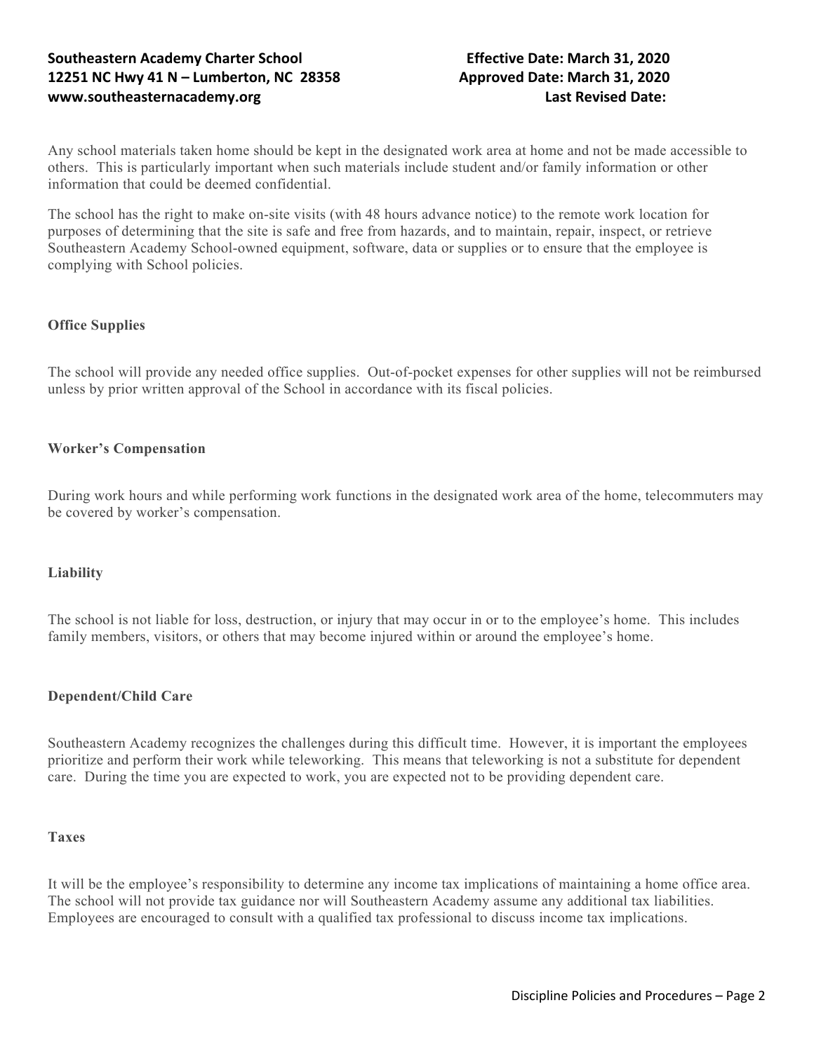Any school materials taken home should be kept in the designated work area at home and not be made accessible to others. This is particularly important when such materials include student and/or family information or other information that could be deemed confidential.

The school has the right to make on-site visits (with 48 hours advance notice) to the remote work location for purposes of determining that the site is safe and free from hazards, and to maintain, repair, inspect, or retrieve Southeastern Academy School-owned equipment, software, data or supplies or to ensure that the employee is complying with School policies.

### Office Supplies

The school will provide any needed office supplies. Out-of-pocket expenses for other supplies will not be reimbursed unless by prior written approval of the School in accordance with its fiscal policies.

### Worker's Compensation

During work hours and while performing work functions in the designated work area of the home, telecommuters may be covered by worker's compensation.

### Liability

The school is not liable for loss, destruction, or injury that may occur in or to the employee's home. This includes family members, visitors, or others that may become injured within or around the employee's home.

### Dependent/Child Care

Southeastern Academy recognizes the challenges during this difficult time. However, it is important the employees prioritize and perform their work while teleworking. This means that teleworking is not a substitute for dependent care. During the time you are expected to work, you are expected not to be providing dependent care.

### Taxes

It will be the employee's responsibility to determine any income tax implications of maintaining a home office area. The school will not provide tax guidance nor will Southeastern Academy assume any additional tax liabilities. Employees are encouraged to consult with a qualified tax professional to discuss income tax implications.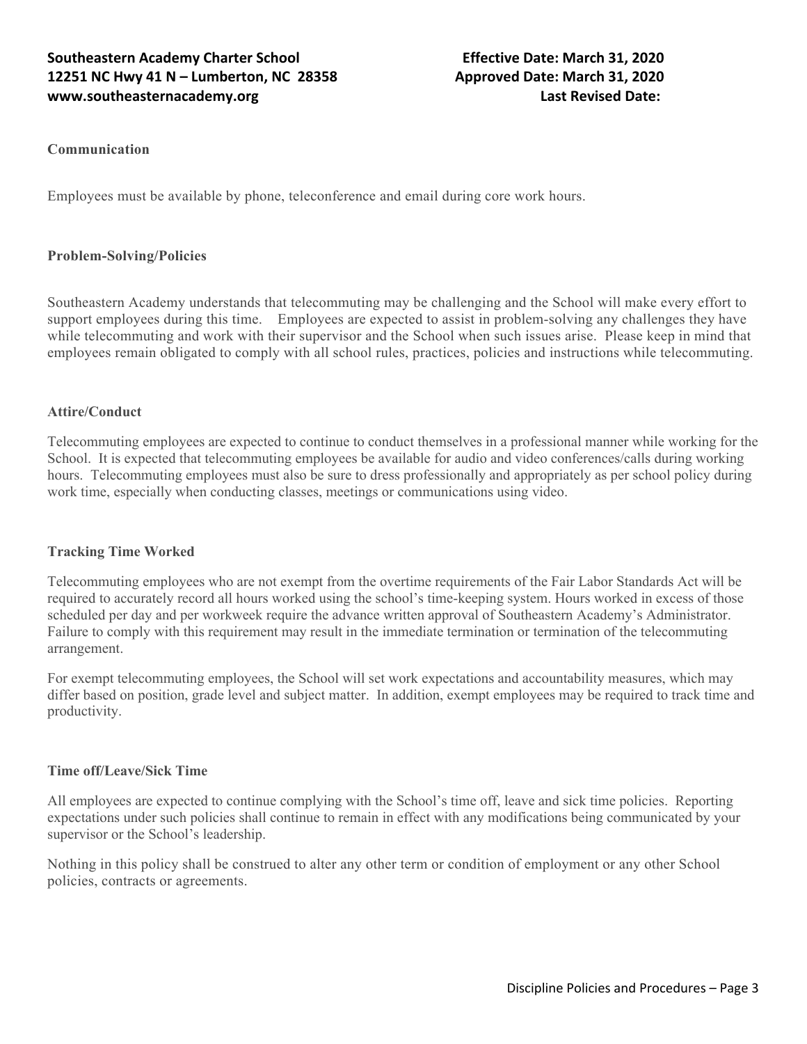**Communication**

Employees must be available by phone, teleconference and email during core work hours.

**Problem-Solving/Policies**

Southeastern Academy understands that telecommuting may be challenging and the School will make every effort to support employees during this time. Employees are expected to assist in problem-solving any challenges they have while telecommuting and work with their supervisor and the School when such issues arise. Please keep in mind that employees remain obligated to comply with all school rules, practices, policies and instructions while telecommuting.

**Attire/Conduct**

Telecommuting employees are expected to continue to conduct themselves in a professional manner while working for the School. It is expected that telecommuting employees be available for audio and video conferences/calls during working hours. Telecommuting employees must also be sure to dress professionally and appropriately as per school policy during work time, especially when conducting classes, meetings or communications using video.

**Tracking Time Worked**

Telecommuting employees who are not exempt from the overtime requirements of the Fair Labor Standards Act will be required to accurately record all hours worked using the school's time-keeping system. Hours worked in excess of those scheduled per day and per workweek require the advance written approval of Southeastern Academy's Administrator. Failure to comply with this requirement may result in the immediate termination or termination of the telecommuting arrangement.

For exempt telecommuting employees, the School will set work expectations and accountability measures, which may differ based on position, grade level and subject matter. In addition, exempt employees may be required to track time and productivity.

**Time off/Leave/Sick Time**

All employees are expected to continue complying with the School's time off, leave and sick time policies. Reporting expectations under such policies shall continue to remain in effect with any modifications being communicated by your supervisor or the School's leadership.

Nothing in this policy shall be construed to alter any other term or condition of employment or any other School policies, contracts or agreements.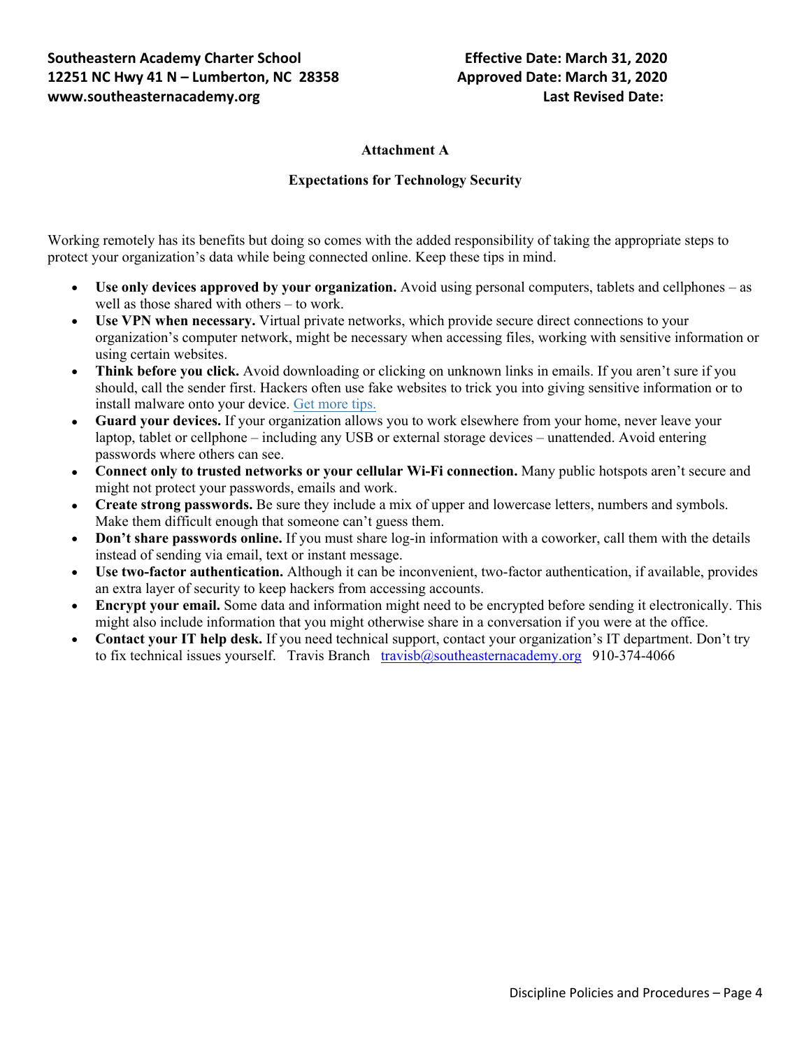Southeastern Academy Charter School
12251 NC Hwy 41 N – Lumberton, NC 28358
www.southeasternacademy.org

Effective Date: March 31, 2020
Approved Date: March 31, 2020
Last Revised Date:

## Attachment A

## Expectations for Technology Security

Working remotely has its benefits but doing so comes with the added responsibility of taking the appropriate steps to protect your organization's data while being connected online. Keep these tips in mind.

- **Use only devices approved by your organization.** Avoid using personal computers, tablets and cellphones – as well as those shared with others – to work.
- **Use VPN when necessary.** Virtual private networks, which provide secure direct connections to your organization's computer network, might be necessary when accessing files, working with sensitive information or using certain websites.
- **Think before you click.** Avoid downloading or clicking on unknown links in emails. If you aren't sure if you should, call the sender first. Hackers often use fake websites to trick you into giving sensitive information or to install malware onto your device. Get more tips.
- **Guard your devices.** If your organization allows you to work elsewhere from your home, never leave your laptop, tablet or cellphone – including any USB or external storage devices – unattended. Avoid entering passwords where others can see.
- **Connect only to trusted networks or your cellular Wi-Fi connection.** Many public hotspots aren't secure and might not protect your passwords, emails and work.
- **Create strong passwords.** Be sure they include a mix of upper and lowercase letters, numbers and symbols. Make them difficult enough that someone can't guess them.
- **Don't share passwords online.** If you must share log-in information with a coworker, call them with the details instead of sending via email, text or instant message.
- **Use two-factor authentication.** Although it can be inconvenient, two-factor authentication, if available, provides an extra layer of security to keep hackers from accessing accounts.
- **Encrypt your email.** Some data and information might need to be encrypted before sending it electronically. This might also include information that you might otherwise share in a conversation if you were at the office.
- **Contact your IT help desk.** If you need technical support, contact your organization's IT department. Don't try to fix technical issues yourself. Travis Branch travisb@southeasternacademy.org 910-374-4066